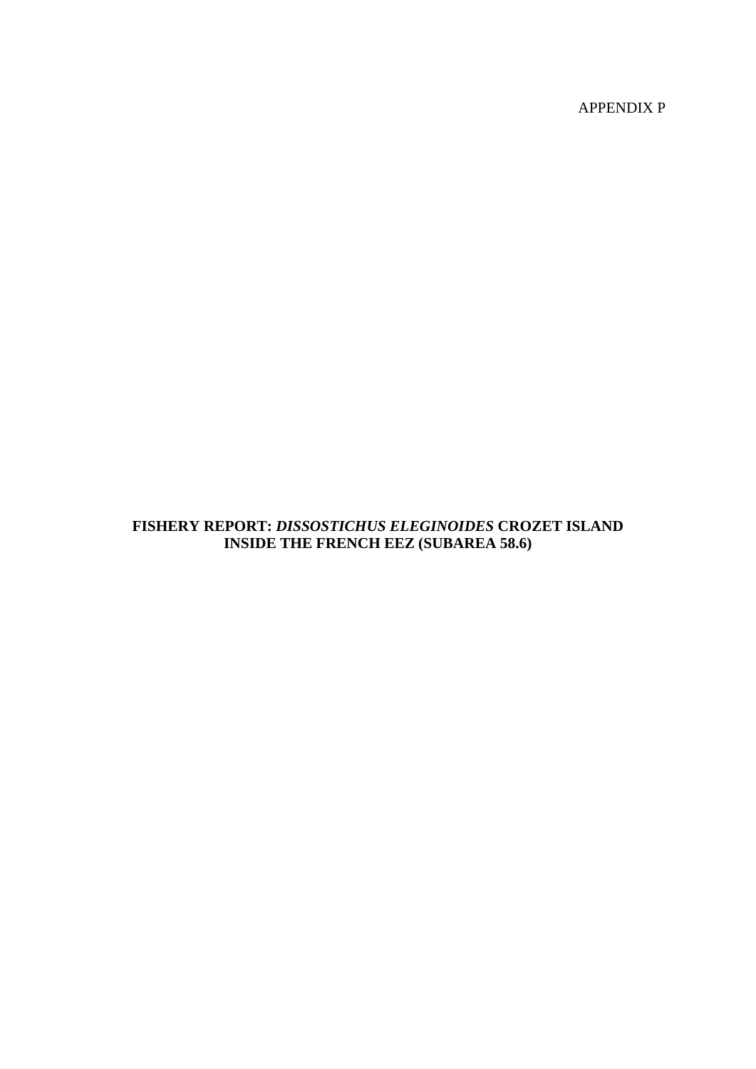APPENDIX P

# FISHERY REPORT: *DISSOSTICHUS ELEGINOIDES* CROZET ISLAND INSIDE THE FRENCH EEZ (SUBAREA 58.6)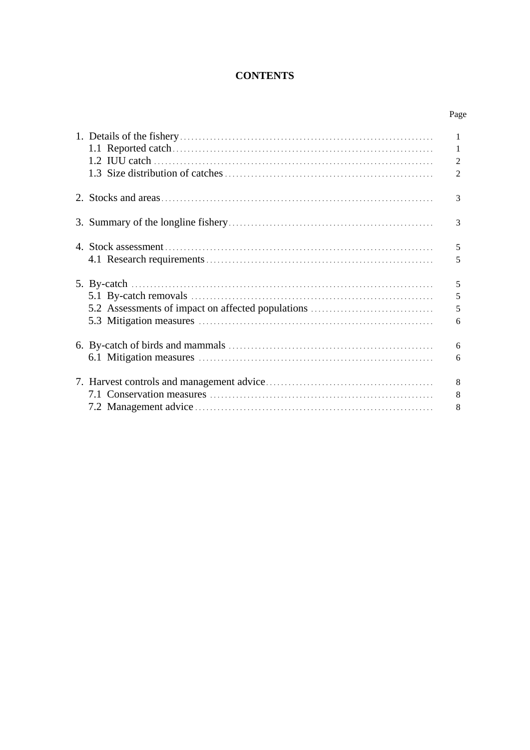# CONTENTS

| | Page |
|---|---|
| 1. Details of the fishery | 1 |
| 1.1 Reported catch | 1 |
| 1.2 IUU catch | 2 |
| 1.3 Size distribution of catches | 2 |
| 2. Stocks and areas | 3 |
| 3. Summary of the longline fishery | 3 |
| 4. Stock assessment | 5 |
| 4.1 Research requirements | 5 |
| 5. By-catch | 5 |
| 5.1 By-catch removals | 5 |
| 5.2 Assessments of impact on affected populations | 5 |
| 5.3 Mitigation measures | 6 |
| 6. By-catch of birds and mammals | 6 |
| 6.1 Mitigation measures | 6 |
| 7. Harvest controls and management advice | 8 |
| 7.1 Conservation measures | 8 |
| 7.2 Management advice | 8 |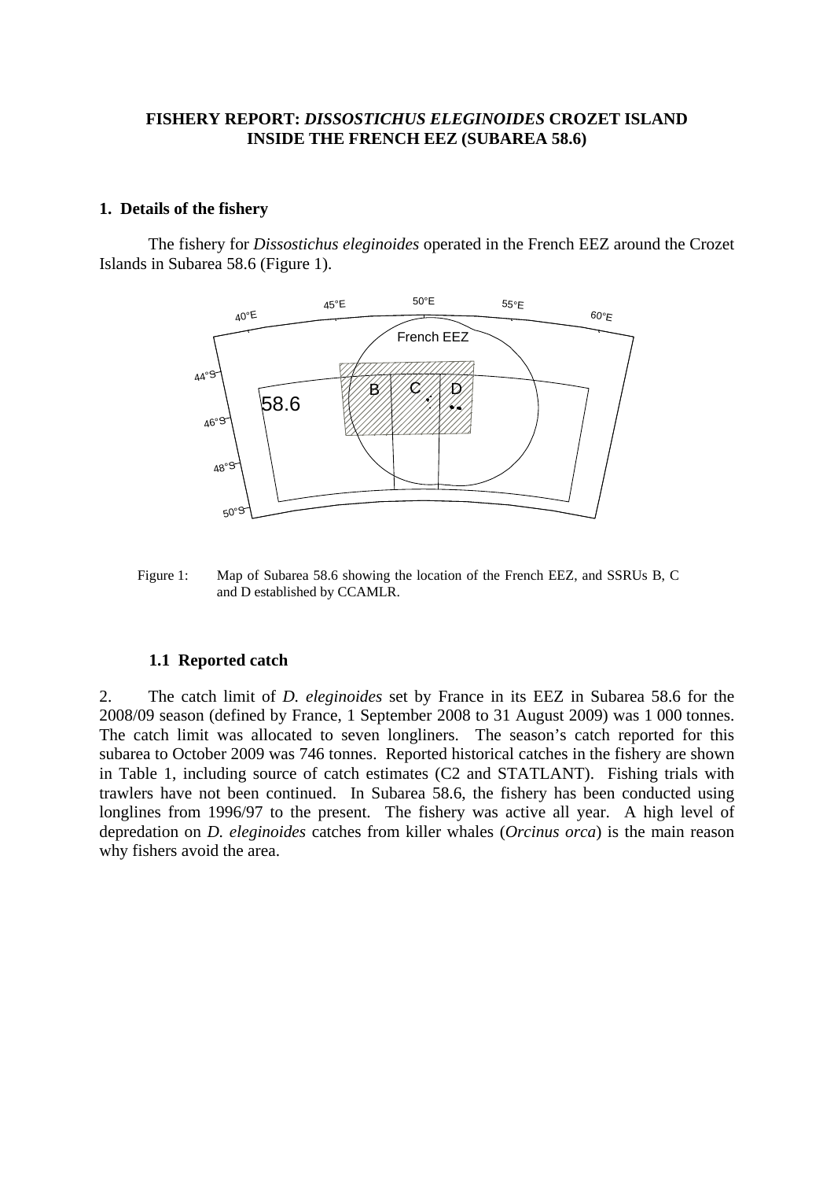# FISHERY REPORT: *DISSOSTICHUS ELEGINOIDES* CROZET ISLAND INSIDE THE FRENCH EEZ (SUBAREA 58.6)

## 1. Details of the fishery

The fishery for *Dissostichus eleginoides* operated in the French EEZ around the Crozet Islands in Subarea 58.6 (Figure 1).

Figure 1: Map of Subarea 58.6 showing the location of the French EEZ, and SSRUs B, C and D established by CCAMLR.

### 1.1 Reported catch

2. The catch limit of *D. eleginoides* set by France in its EEZ in Subarea 58.6 for the 2008/09 season (defined by France, 1 September 2008 to 31 August 2009) was 1 000 tonnes. The catch limit was allocated to seven longliners. The season's catch reported for this subarea to October 2009 was 746 tonnes. Reported historical catches in the fishery are shown in Table 1, including source of catch estimates (C2 and STATLANT). Fishing trials with trawlers have not been continued. In Subarea 58.6, the fishery has been conducted using longlines from 1996/97 to the present. The fishery was active all year. A high level of depredation on *D. eleginoides* catches from killer whales (*Orcinus orca*) is the main reason why fishers avoid the area.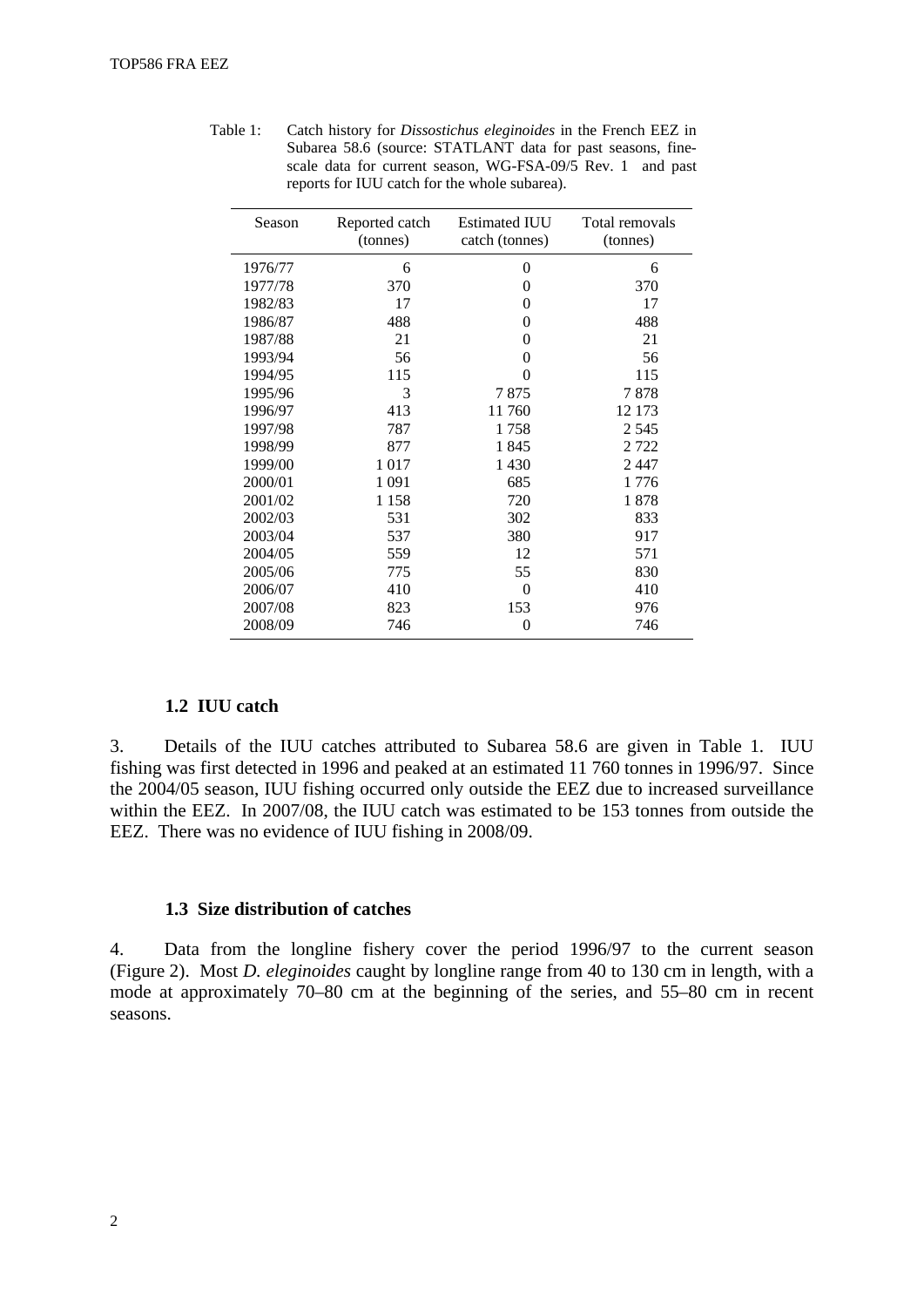Table 1: Catch history for *Dissostichus eleginoides* in the French EEZ in Subarea 58.6 (source: STATLANT data for past seasons, fine-scale data for current season, WG-FSA-09/5 Rev. 1 and past reports for IUU catch for the whole subarea).

| Season | Reported catch (tonnes) | Estimated IUU catch (tonnes) | Total removals (tonnes) |
|---|---|---|---|
| 1976/77 | 6 | 0 | 6 |
| 1977/78 | 370 | 0 | 370 |
| 1982/83 | 17 | 0 | 17 |
| 1986/87 | 488 | 0 | 488 |
| 1987/88 | 21 | 0 | 21 |
| 1993/94 | 56 | 0 | 56 |
| 1994/95 | 115 | 0 | 115 |
| 1995/96 | 3 | 7 875 | 7 878 |
| 1996/97 | 413 | 11 760 | 12 173 |
| 1997/98 | 787 | 1 758 | 2 545 |
| 1998/99 | 877 | 1 845 | 2 722 |
| 1999/00 | 1 017 | 1 430 | 2 447 |
| 2000/01 | 1 091 | 685 | 1 776 |
| 2001/02 | 1 158 | 720 | 1 878 |
| 2002/03 | 531 | 302 | 833 |
| 2003/04 | 537 | 380 | 917 |
| 2004/05 | 559 | 12 | 571 |
| 2005/06 | 775 | 55 | 830 |
| 2006/07 | 410 | 0 | 410 |
| 2007/08 | 823 | 153 | 976 |
| 2008/09 | 746 | 0 | 746 |

### 1.2 IUU catch

3. Details of the IUU catches attributed to Subarea 58.6 are given in Table 1. IUU fishing was first detected in 1996 and peaked at an estimated 11 760 tonnes in 1996/97. Since the 2004/05 season, IUU fishing occurred only outside the EEZ due to increased surveillance within the EEZ. In 2007/08, the IUU catch was estimated to be 153 tonnes from outside the EEZ. There was no evidence of IUU fishing in 2008/09.

### 1.3 Size distribution of catches

4. Data from the longline fishery cover the period 1996/97 to the current season (Figure 2). Most *D. eleginoides* caught by longline range from 40 to 130 cm in length, with a mode at approximately 70–80 cm at the beginning of the series, and 55–80 cm in recent seasons.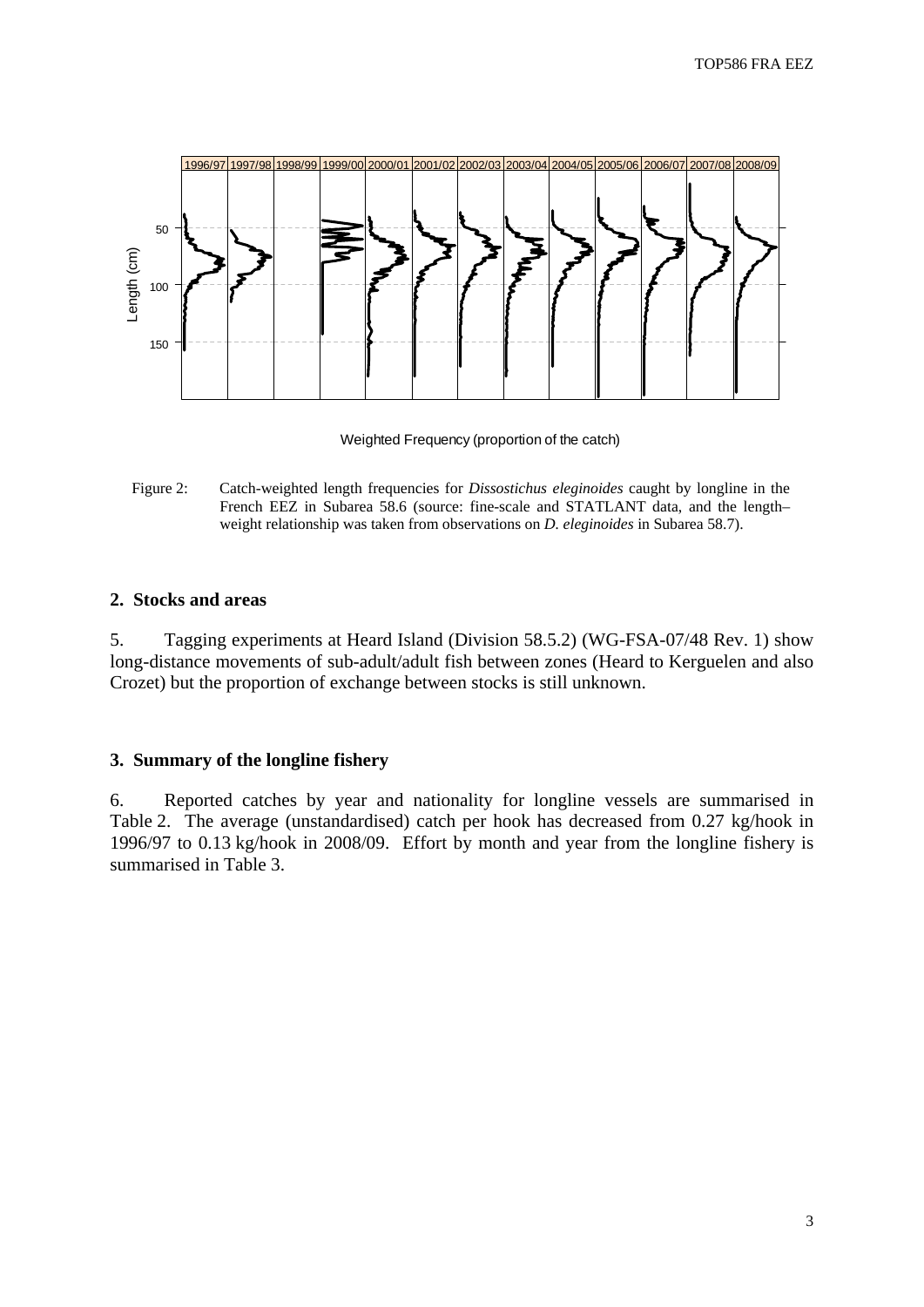Weighted Frequency (proportion of the catch)

Figure 2: Catch-weighted length frequencies for *Dissostichus eleginoides* caught by longline in the French EEZ in Subarea 58.6 (source: fine-scale and STATLANT data, and the length–weight relationship was taken from observations on *D. eleginoides* in Subarea 58.7).

## 2. Stocks and areas

5. Tagging experiments at Heard Island (Division 58.5.2) (WG-FSA-07/48 Rev. 1) show long-distance movements of sub-adult/adult fish between zones (Heard to Kerguelen and also Crozet) but the proportion of exchange between stocks is still unknown.

## 3. Summary of the longline fishery

6. Reported catches by year and nationality for longline vessels are summarised in Table 2. The average (unstandardised) catch per hook has decreased from 0.27 kg/hook in 1996/97 to 0.13 kg/hook in 2008/09. Effort by month and year from the longline fishery is summarised in Table 3.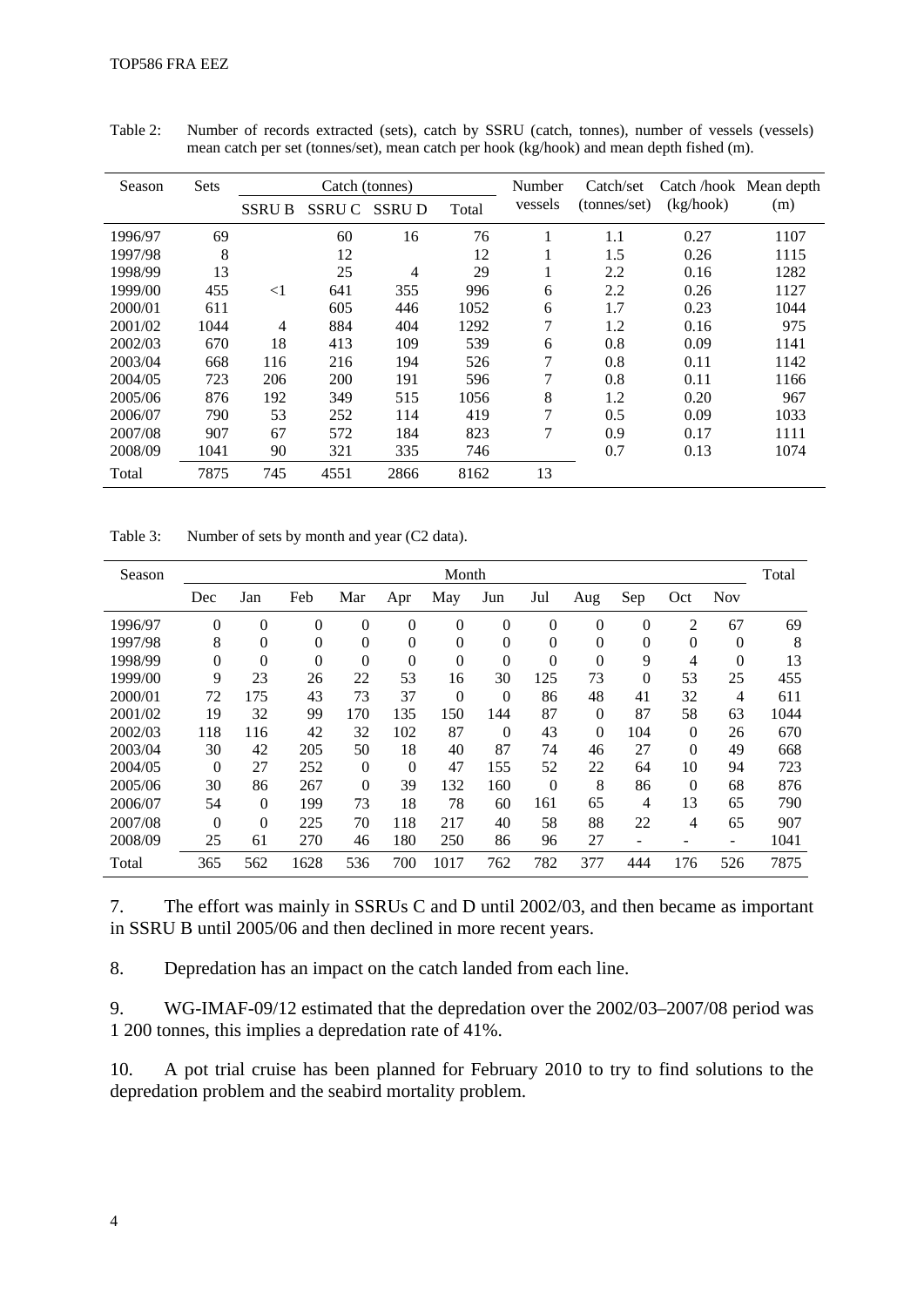Table 2: Number of records extracted (sets), catch by SSRU (catch, tonnes), number of vessels (vessels) mean catch per set (tonnes/set), mean catch per hook (kg/hook) and mean depth fished (m).

| Season | Sets | Catch (tonnes) | | | | Number vessels | Catch/set (tonnes/set) | Catch /hook (kg/hook) | Mean depth (m) |
|---|---|---|---|---|---|---|---|---|---|
| | | SSRU B | SSRU C | SSRU D | Total | | | | |
| 1996/97 | 69 | | 60 | 16 | 76 | 1 | 1.1 | 0.27 | 1107 |
| 1997/98 | 8 | | 12 | | 12 | 1 | 1.5 | 0.26 | 1115 |
| 1998/99 | 13 | | 25 | 4 | 29 | 1 | 2.2 | 0.16 | 1282 |
| 1999/00 | 455 | <1 | 641 | 355 | 996 | 6 | 2.2 | 0.26 | 1127 |
| 2000/01 | 611 | | 605 | 446 | 1052 | 6 | 1.7 | 0.23 | 1044 |
| 2001/02 | 1044 | 4 | 884 | 404 | 1292 | 7 | 1.2 | 0.16 | 975 |
| 2002/03 | 670 | 18 | 413 | 109 | 539 | 6 | 0.8 | 0.09 | 1141 |
| 2003/04 | 668 | 116 | 216 | 194 | 526 | 7 | 0.8 | 0.11 | 1142 |
| 2004/05 | 723 | 206 | 200 | 191 | 596 | 7 | 0.8 | 0.11 | 1166 |
| 2005/06 | 876 | 192 | 349 | 515 | 1056 | 8 | 1.2 | 0.20 | 967 |
| 2006/07 | 790 | 53 | 252 | 114 | 419 | 7 | 0.5 | 0.09 | 1033 |
| 2007/08 | 907 | 67 | 572 | 184 | 823 | 7 | 0.9 | 0.17 | 1111 |
| 2008/09 | 1041 | 90 | 321 | 335 | 746 | | 0.7 | 0.13 | 1074 |
| Total | 7875 | 745 | 4551 | 2866 | 8162 | 13 | | | |

Table 3: Number of sets by month and year (C2 data).

| Season | Month | | | | | | | | | | | | Total |
|---|---|---|---|---|---|---|---|---|---|---|---|---|---|
| | Dec | Jan | Feb | Mar | Apr | May | Jun | Jul | Aug | Sep | Oct | Nov | |
| 1996/97 | 0 | 0 | 0 | 0 | 0 | 0 | 0 | 0 | 0 | 0 | 2 | 67 | 69 |
| 1997/98 | 8 | 0 | 0 | 0 | 0 | 0 | 0 | 0 | 0 | 0 | 0 | 0 | 8 |
| 1998/99 | 0 | 0 | 0 | 0 | 0 | 0 | 0 | 0 | 0 | 9 | 4 | 0 | 13 |
| 1999/00 | 9 | 23 | 26 | 22 | 53 | 16 | 30 | 125 | 73 | 0 | 53 | 25 | 455 |
| 2000/01 | 72 | 175 | 43 | 73 | 37 | 0 | 0 | 86 | 48 | 41 | 32 | 4 | 611 |
| 2001/02 | 19 | 32 | 99 | 170 | 135 | 150 | 144 | 87 | 0 | 87 | 58 | 63 | 1044 |
| 2002/03 | 118 | 116 | 42 | 32 | 102 | 87 | 0 | 43 | 0 | 104 | 0 | 26 | 670 |
| 2003/04 | 30 | 42 | 205 | 50 | 18 | 40 | 87 | 74 | 46 | 27 | 0 | 49 | 668 |
| 2004/05 | 0 | 27 | 252 | 0 | 0 | 47 | 155 | 52 | 22 | 64 | 10 | 94 | 723 |
| 2005/06 | 30 | 86 | 267 | 0 | 39 | 132 | 160 | 0 | 8 | 86 | 0 | 68 | 876 |
| 2006/07 | 54 | 0 | 199 | 73 | 18 | 78 | 60 | 161 | 65 | 4 | 13 | 65 | 790 |
| 2007/08 | 0 | 0 | 225 | 70 | 118 | 217 | 40 | 58 | 88 | 22 | 4 | 65 | 907 |
| 2008/09 | 25 | 61 | 270 | 46 | 180 | 250 | 86 | 96 | 27 | - | - | - | 1041 |
| Total | 365 | 562 | 1628 | 536 | 700 | 1017 | 762 | 782 | 377 | 444 | 176 | 526 | 7875 |

7. The effort was mainly in SSRUs C and D until 2002/03, and then became as important in SSRU B until 2005/06 and then declined in more recent years.

8. Depredation has an impact on the catch landed from each line.

9. WG-IMAF-09/12 estimated that the depredation over the 2002/03–2007/08 period was 1 200 tonnes, this implies a depredation rate of 41%.

10. A pot trial cruise has been planned for February 2010 to try to find solutions to the depredation problem and the seabird mortality problem.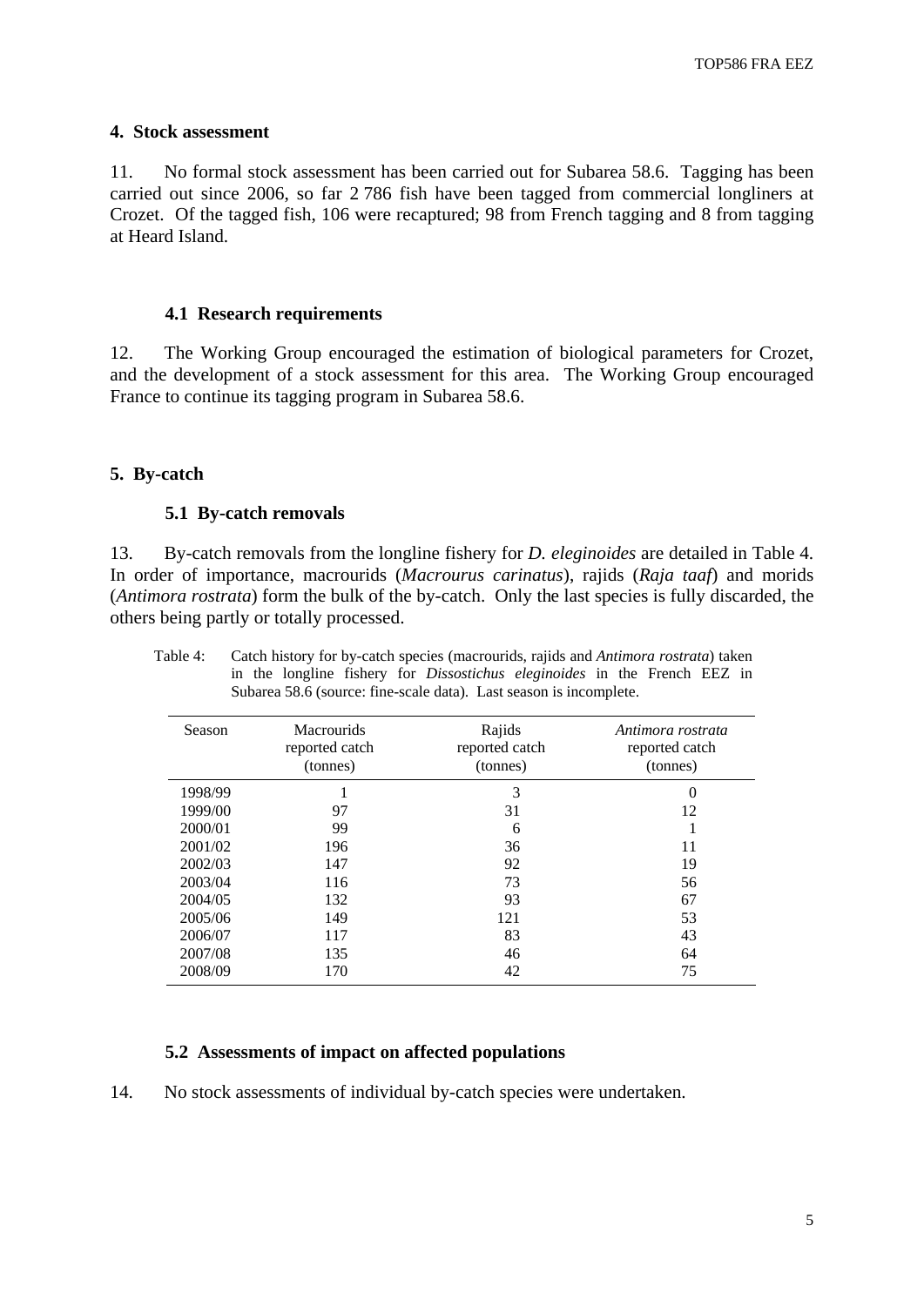## 4. Stock assessment

11. No formal stock assessment has been carried out for Subarea 58.6. Tagging has been carried out since 2006, so far 2 786 fish have been tagged from commercial longliners at Crozet. Of the tagged fish, 106 were recaptured; 98 from French tagging and 8 from tagging at Heard Island.

### 4.1 Research requirements

12. The Working Group encouraged the estimation of biological parameters for Crozet, and the development of a stock assessment for this area. The Working Group encouraged France to continue its tagging program in Subarea 58.6.

## 5. By-catch

### 5.1 By-catch removals

13. By-catch removals from the longline fishery for *D. eleginoides* are detailed in Table 4. In order of importance, macrourids (*Macrourus carinatus*), rajids (*Raja taaf*) and morids (*Antimora rostrata*) form the bulk of the by-catch. Only the last species is fully discarded, the others being partly or totally processed.

Table 4: Catch history for by-catch species (macrourids, rajids and *Antimora rostrata*) taken in the longline fishery for *Dissostichus eleginoides* in the French EEZ in Subarea 58.6 (source: fine-scale data). Last season is incomplete.

| Season | Macrourids reported catch (tonnes) | Rajids reported catch (tonnes) | *Antimora rostrata* reported catch (tonnes) |
|---|---|---|---|
| 1998/99 | 1 | 3 | 0 |
| 1999/00 | 97 | 31 | 12 |
| 2000/01 | 99 | 6 | 1 |
| 2001/02 | 196 | 36 | 11 |
| 2002/03 | 147 | 92 | 19 |
| 2003/04 | 116 | 73 | 56 |
| 2004/05 | 132 | 93 | 67 |
| 2005/06 | 149 | 121 | 53 |
| 2006/07 | 117 | 83 | 43 |
| 2007/08 | 135 | 46 | 64 |
| 2008/09 | 170 | 42 | 75 |

### 5.2 Assessments of impact on affected populations

14. No stock assessments of individual by-catch species were undertaken.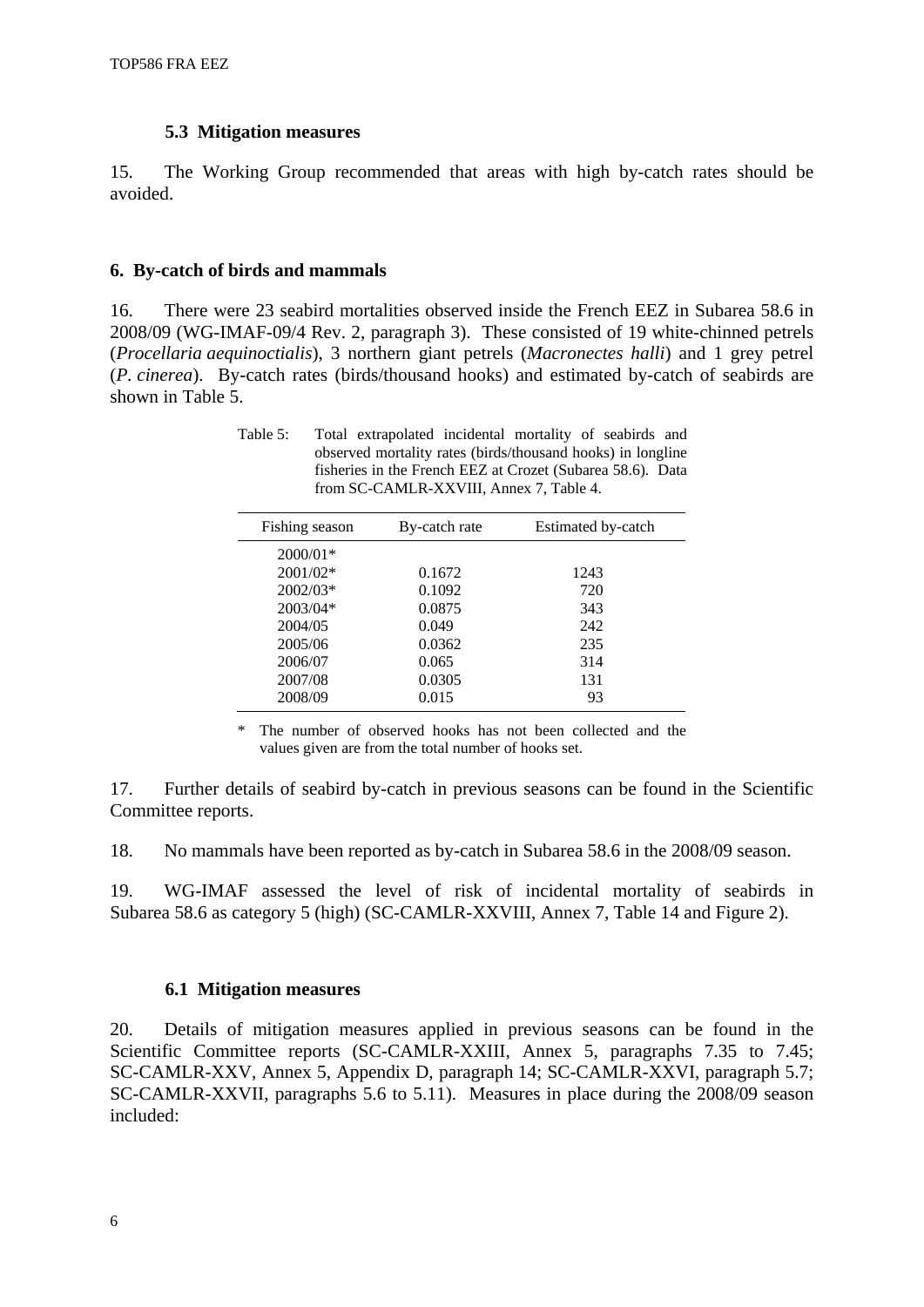### 5.3 Mitigation measures

15. The Working Group recommended that areas with high by-catch rates should be avoided.

## 6. By-catch of birds and mammals

16. There were 23 seabird mortalities observed inside the French EEZ in Subarea 58.6 in 2008/09 (WG-IMAF-09/4 Rev. 2, paragraph 3). These consisted of 19 white-chinned petrels (*Procellaria aequinoctialis*), 3 northern giant petrels (*Macronectes halli*) and 1 grey petrel (*P. cinerea*). By-catch rates (birds/thousand hooks) and estimated by-catch of seabirds are shown in Table 5.

Table 5: Total extrapolated incidental mortality of seabirds and observed mortality rates (birds/thousand hooks) in longline fisheries in the French EEZ at Crozet (Subarea 58.6). Data from SC-CAMLR-XXVIII, Annex 7, Table 4.

| Fishing season | By-catch rate | Estimated by-catch |
|---|---|---|
| 2000/01* | | |
| 2001/02* | 0.1672 | 1243 |
| 2002/03* | 0.1092 | 720 |
| 2003/04* | 0.0875 | 343 |
| 2004/05 | 0.049 | 242 |
| 2005/06 | 0.0362 | 235 |
| 2006/07 | 0.065 | 314 |
| 2007/08 | 0.0305 | 131 |
| 2008/09 | 0.015 | 93 |

\* The number of observed hooks has not been collected and the values given are from the total number of hooks set.

17. Further details of seabird by-catch in previous seasons can be found in the Scientific Committee reports.

18. No mammals have been reported as by-catch in Subarea 58.6 in the 2008/09 season.

19. WG-IMAF assessed the level of risk of incidental mortality of seabirds in Subarea 58.6 as category 5 (high) (SC-CAMLR-XXVIII, Annex 7, Table 14 and Figure 2).

### 6.1 Mitigation measures

20. Details of mitigation measures applied in previous seasons can be found in the Scientific Committee reports (SC-CAMLR-XXIII, Annex 5, paragraphs 7.35 to 7.45; SC-CAMLR-XXV, Annex 5, Appendix D, paragraph 14; SC-CAMLR-XXVI, paragraph 5.7; SC-CAMLR-XXVII, paragraphs 5.6 to 5.11). Measures in place during the 2008/09 season included: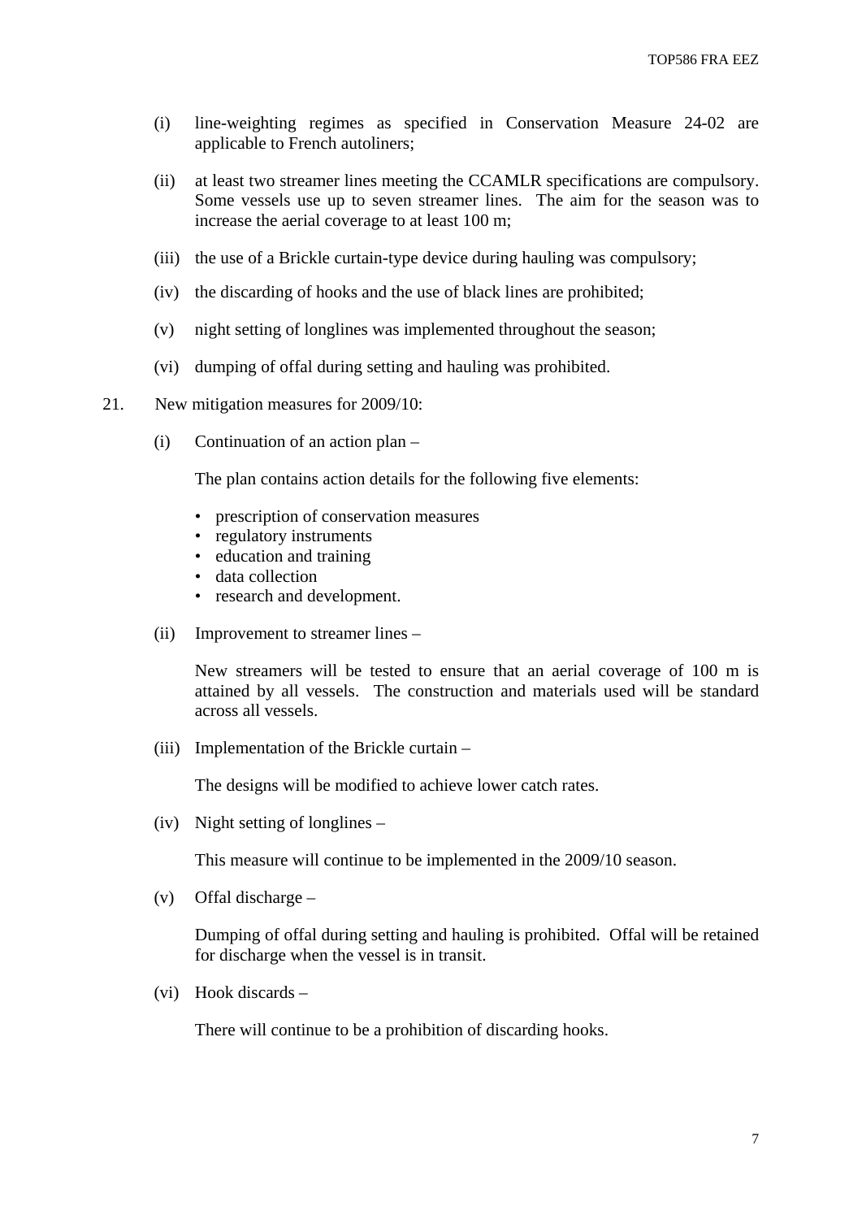(i) line-weighting regimes as specified in Conservation Measure 24-02 are applicable to French autoliners;

(ii) at least two streamer lines meeting the CCAMLR specifications are compulsory. Some vessels use up to seven streamer lines. The aim for the season was to increase the aerial coverage to at least 100 m;

(iii) the use of a Brickle curtain-type device during hauling was compulsory;

(iv) the discarding of hooks and the use of black lines are prohibited;

(v) night setting of longlines was implemented throughout the season;

(vi) dumping of offal during setting and hauling was prohibited.

21. New mitigation measures for 2009/10:

(i) Continuation of an action plan –

The plan contains action details for the following five elements:

- prescription of conservation measures
- regulatory instruments
- education and training
- data collection
- research and development.

(ii) Improvement to streamer lines –

New streamers will be tested to ensure that an aerial coverage of 100 m is attained by all vessels. The construction and materials used will be standard across all vessels.

(iii) Implementation of the Brickle curtain –

The designs will be modified to achieve lower catch rates.

(iv) Night setting of longlines –

This measure will continue to be implemented in the 2009/10 season.

(v) Offal discharge –

Dumping of offal during setting and hauling is prohibited. Offal will be retained for discharge when the vessel is in transit.

(vi) Hook discards –

There will continue to be a prohibition of discarding hooks.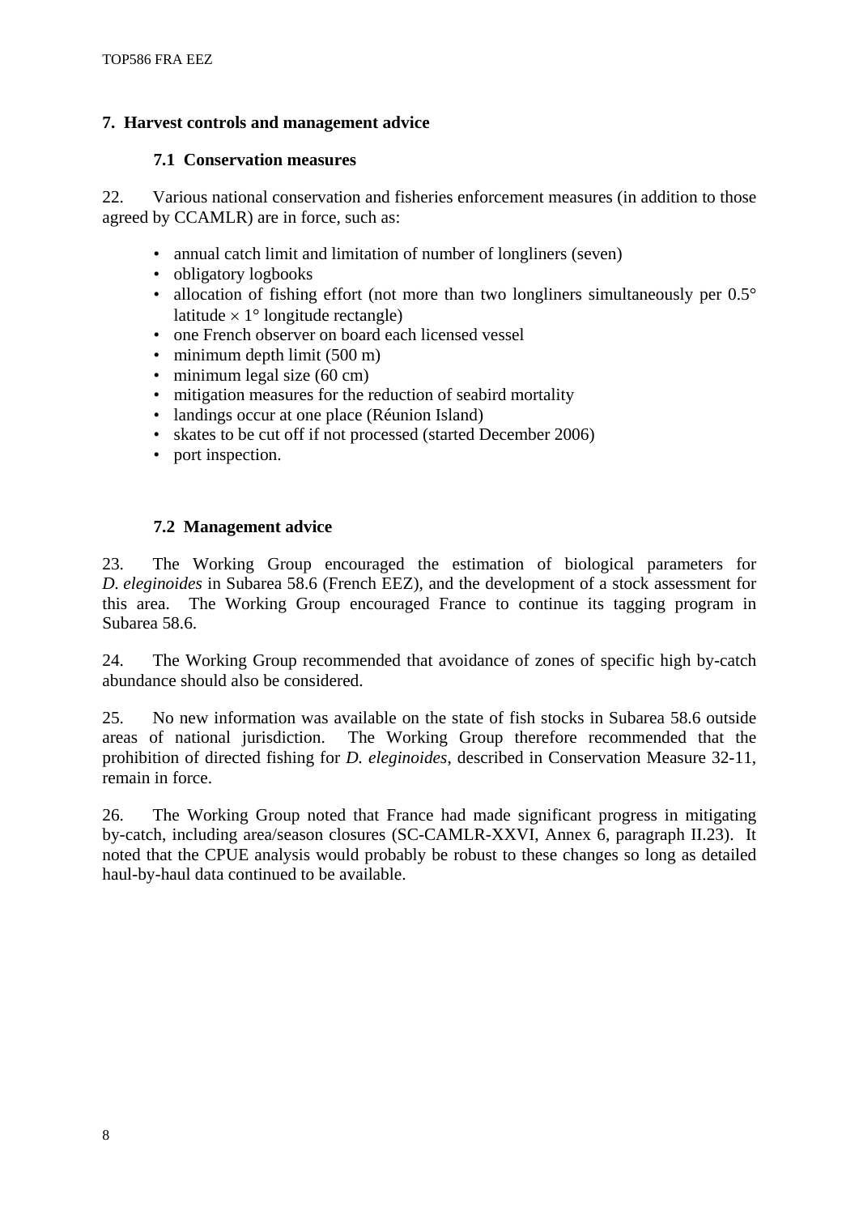## 7. Harvest controls and management advice

### 7.1 Conservation measures

22. Various national conservation and fisheries enforcement measures (in addition to those agreed by CCAMLR) are in force, such as:

- annual catch limit and limitation of number of longliners (seven)
- obligatory logbooks
- allocation of fishing effort (not more than two longliners simultaneously per 0.5° latitude × 1° longitude rectangle)
- one French observer on board each licensed vessel
- minimum depth limit (500 m)
- minimum legal size (60 cm)
- mitigation measures for the reduction of seabird mortality
- landings occur at one place (Réunion Island)
- skates to be cut off if not processed (started December 2006)
- port inspection.

### 7.2 Management advice

23. The Working Group encouraged the estimation of biological parameters for *D. eleginoides* in Subarea 58.6 (French EEZ), and the development of a stock assessment for this area. The Working Group encouraged France to continue its tagging program in Subarea 58.6.

24. The Working Group recommended that avoidance of zones of specific high by-catch abundance should also be considered.

25. No new information was available on the state of fish stocks in Subarea 58.6 outside areas of national jurisdiction. The Working Group therefore recommended that the prohibition of directed fishing for *D. eleginoides*, described in Conservation Measure 32-11, remain in force.

26. The Working Group noted that France had made significant progress in mitigating by-catch, including area/season closures (SC-CAMLR-XXVI, Annex 6, paragraph II.23). It noted that the CPUE analysis would probably be robust to these changes so long as detailed haul-by-haul data continued to be available.